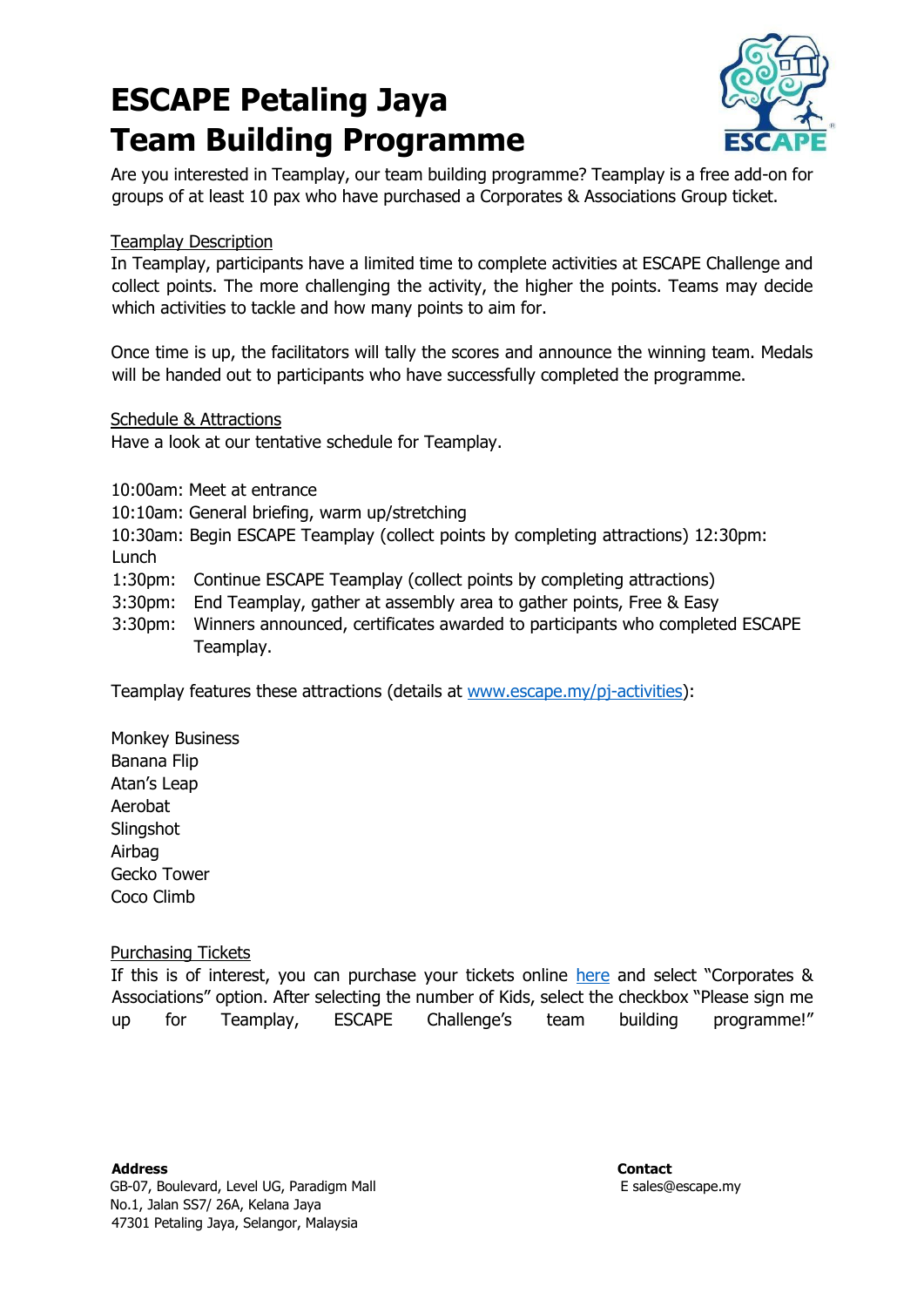# ESCAPE Petaling Jaya Team Building Programme

Are you interested in Teamplay, our team building programme? Teamplay is a free add-on for groups of at least 10 pax who have purchased a Corporates & Associations Group ticket.

Teamplay Description

In Teamplay, participants have a limited time to complete activities at ESCAPE Challenge and collect points. The more challenging the activity, the higher the points. Teams may decide which activities to tackle and how many points to aim for.

Once time is up, the facilitators will tally the scores and announce the winning team. Medals will be handed out to participants who have successfully completed the programme.

Schedule & Attractions

Have a look at our tentative schedule for Teamplay.

10:00am: Meet at entrance
10:10am: General briefing, warm up/stretching
10:30am: Begin ESCAPE Teamplay (collect points by completing attractions) 12:30pm: Lunch
1:30pm: Continue ESCAPE Teamplay (collect points by completing attractions)
3:30pm: End Teamplay, gather at assembly area to gather points, Free & Easy
3:30pm: Winners announced, certificates awarded to participants who completed ESCAPE Teamplay.

Teamplay features these attractions (details at www.escape.my/pj-activities):

Monkey Business
Banana Flip
Atan's Leap
Aerobat
Slingshot
Airbag
Gecko Tower
Coco Climb

Purchasing Tickets

If this is of interest, you can purchase your tickets online here and select "Corporates & Associations" option. After selecting the number of Kids, select the checkbox "Please sign me up for Teamplay, ESCAPE Challenge's team building programme!"

**Address**
GB-07, Boulevard, Level UG, Paradigm Mall
No.1, Jalan SS7/ 26A, Kelana Jaya
47301 Petaling Jaya, Selangor, Malaysia

**Contact**
E sales@escape.my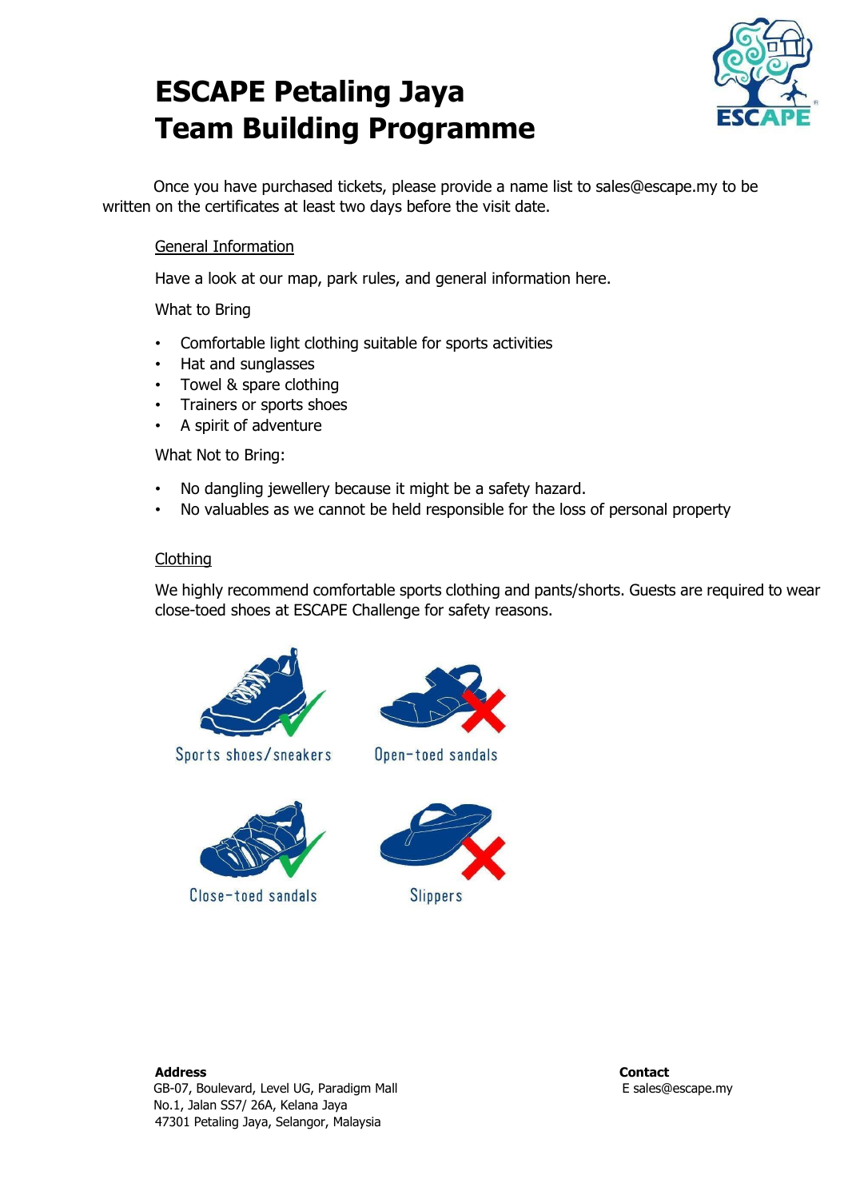# ESCAPE Petaling Jaya
# Team Building Programme

Once you have purchased tickets, please provide a name list to sales@escape.my to be written on the certificates at least two days before the visit date.

## General Information

Have a look at our map, park rules, and general information here.

What to Bring

- Comfortable light clothing suitable for sports activities
- Hat and sunglasses
- Towel & spare clothing
- Trainers or sports shoes
- A spirit of adventure

What Not to Bring:

- No dangling jewellery because it might be a safety hazard.
- No valuables as we cannot be held responsible for the loss of personal property

## Clothing

We highly recommend comfortable sports clothing and pants/shorts. Guests are required to wear close-toed shoes at ESCAPE Challenge for safety reasons.

Sports shoes/sneakers

Open-toed sandals

Close-toed sandals

Slippers

**Address**
GB-07, Boulevard, Level UG, Paradigm Mall
No.1, Jalan SS7/ 26A, Kelana Jaya
47301 Petaling Jaya, Selangor, Malaysia

**Contact**
E sales@escape.my